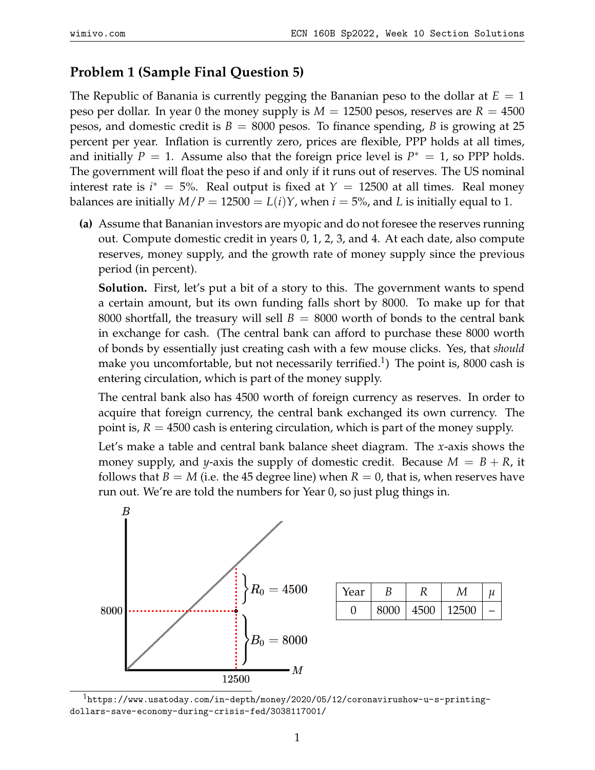## Problem 1 (Sample Final Question 5)

The Republic of Banania is currently pegging the Bananian peso to the dollar at $E = 1$ peso per dollar. In year 0 the money supply is $M = 12500$ pesos, reserves are $R = 4500$ pesos, and domestic credit is $B = 8000$ pesos. To finance spending, $B$ is growing at 25 percent per year. Inflation is currently zero, prices are flexible, PPP holds at all times, and initially $P = 1$. Assume also that the foreign price level is $P^* = 1$, so PPP holds. The government will float the peso if and only if it runs out of reserves. The US nominal interest rate is $i^* = 5\%$. Real output is fixed at $Y = 12500$ at all times. Real money balances are initially $M/P = 12500 = L(i)Y$, when $i = 5\%$, and $L$ is initially equal to 1.

**(a)** Assume that Bananian investors are myopic and do not foresee the reserves running out. Compute domestic credit in years 0, 1, 2, 3, and 4. At each date, also compute reserves, money supply, and the growth rate of money supply since the previous period (in percent).

**Solution.** First, let's put a bit of a story to this. The government wants to spend a certain amount, but its own funding falls short by 8000. To make up for that 8000 shortfall, the treasury will sell $B = 8000$ worth of bonds to the central bank in exchange for cash. (The central bank can afford to purchase these 8000 worth of bonds by essentially just creating cash with a few mouse clicks. Yes, that *should* make you uncomfortable, but not necessarily terrified.[1]) The point is, 8000 cash is entering circulation, which is part of the money supply.

The central bank also has 4500 worth of foreign currency as reserves. In order to acquire that foreign currency, the central bank exchanged its own currency. The point is, $R = 4500$ cash is entering circulation, which is part of the money supply.

Let's make a table and central bank balance sheet diagram. The $x$-axis shows the money supply, and $y$-axis the supply of domestic credit. Because $M = B + R$, it follows that $B = M$ (i.e. the 45 degree line) when $R = 0$, that is, when reserves have run out. We're are told the numbers for Year 0, so just plug things in.

| Year | $B$ | $R$ | $M$ | $\mu$ |
|---|---|---|---|---|
| 0 | 8000 | 4500 | 12500 | – |

[1] https://www.usatoday.com/in-depth/money/2020/05/12/coronavirushow-u-s-printing-dollars-save-economy-during-crisis-fed/3038117001/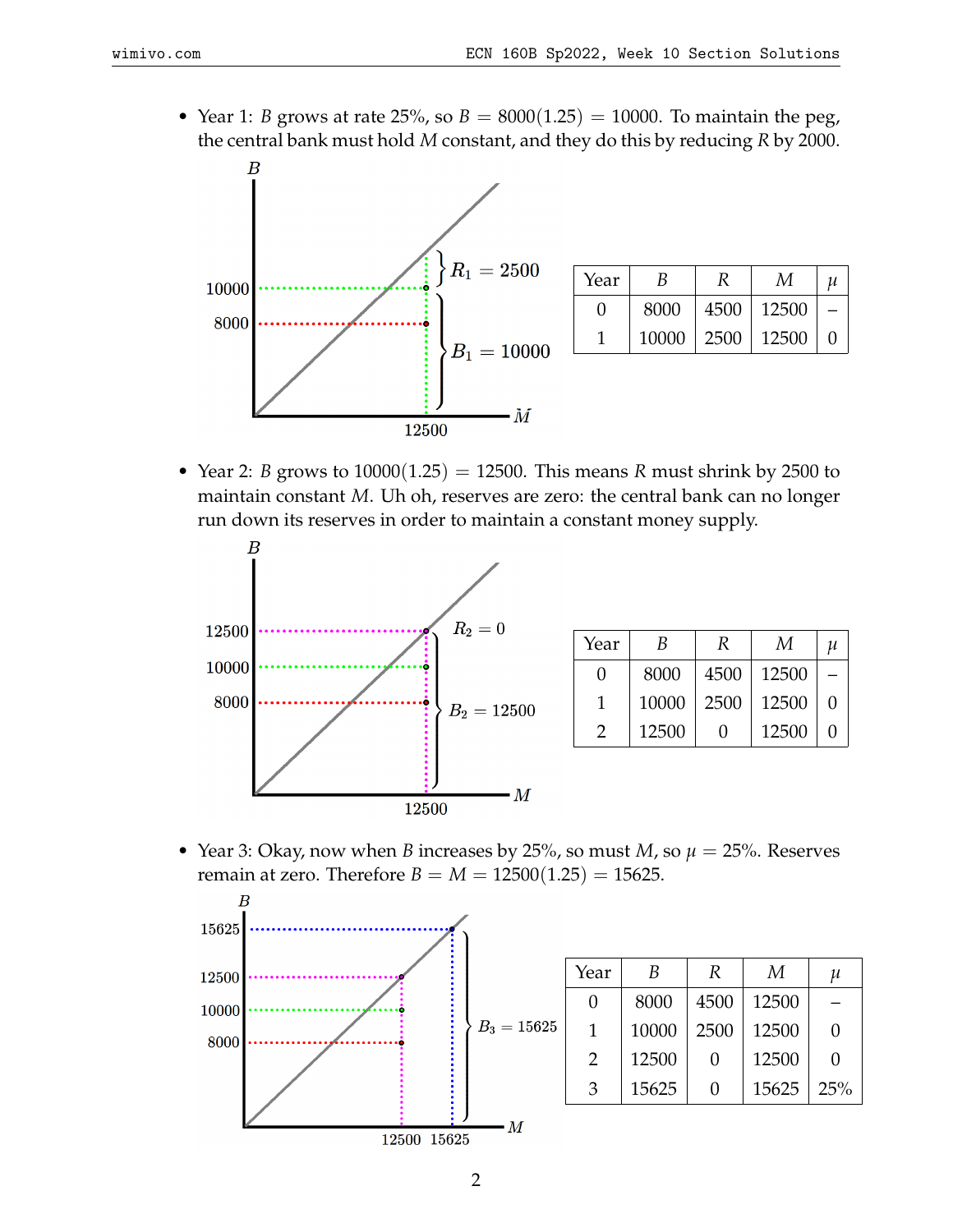- Year 1: $B$ grows at rate 25%, so $B = 8000(1.25) = 10000$. To maintain the peg, the central bank must hold $M$ constant, and they do this by reducing $R$ by 2000.

| Year | $B$ | $R$ | $M$ | $\mu$ |
|---|---|---|---|---|
| 0 | 8000 | 4500 | 12500 | – |
| 1 | 10000 | 2500 | 12500 | 0 |

- Year 2: $B$ grows to $10000(1.25) = 12500$. This means $R$ must shrink by 2500 to maintain constant $M$. Uh oh, reserves are zero: the central bank can no longer run down its reserves in order to maintain a constant money supply.

| Year | $B$ | $R$ | $M$ | $\mu$ |
|---|---|---|---|---|
| 0 | 8000 | 4500 | 12500 | – |
| 1 | 10000 | 2500 | 12500 | 0 |
| 2 | 12500 | 0 | 12500 | 0 |

- Year 3: Okay, now when $B$ increases by 25%, so must $M$, so $\mu = 25\%$. Reserves remain at zero. Therefore $B = M = 12500(1.25) = 15625$.

| Year | $B$ | $R$ | $M$ | $\mu$ |
|---|---|---|---|---|
| 0 | 8000 | 4500 | 12500 | – |
| 1 | 10000 | 2500 | 12500 | 0 |
| 2 | 12500 | 0 | 12500 | 0 |
| 3 | 15625 | 0 | 15625 | 25% |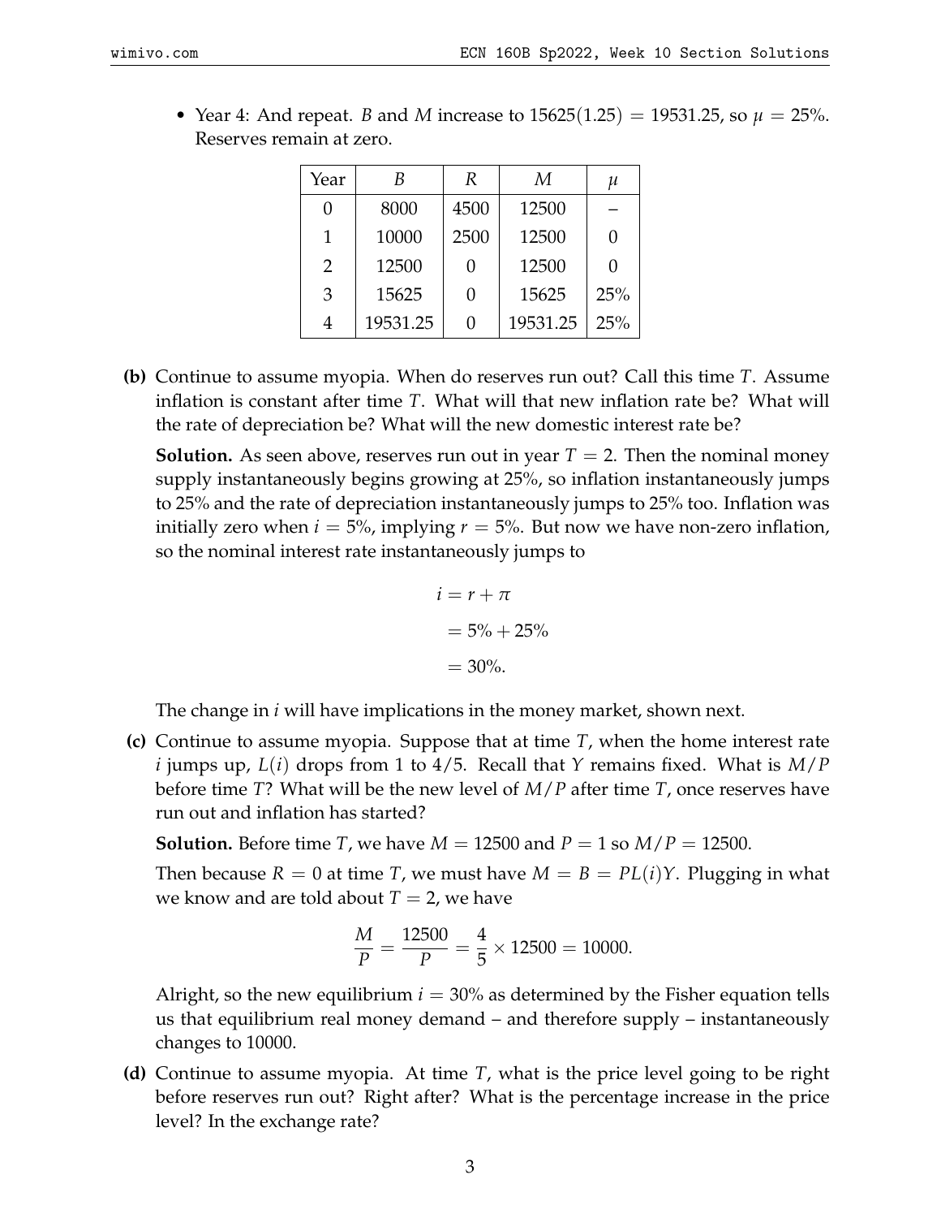- Year 4: And repeat. $B$ and $M$ increase to $15625(1.25) = 19531.25$, so $\mu = 25\%$. Reserves remain at zero.

| Year | $B$ | $R$ | $M$ | $\mu$ |
|---|---|---|---|---|
| 0 | 8000 | 4500 | 12500 | – |
| 1 | 10000 | 2500 | 12500 | 0 |
| 2 | 12500 | 0 | 12500 | 0 |
| 3 | 15625 | 0 | 15625 | 25% |
| 4 | 19531.25 | 0 | 19531.25 | 25% |

**(b)** Continue to assume myopia. When do reserves run out? Call this time $T$. Assume inflation is constant after time $T$. What will that new inflation rate be? What will the rate of depreciation be? What will the new domestic interest rate be?

**Solution.** As seen above, reserves run out in year $T = 2$. Then the nominal money supply instantaneously begins growing at 25%, so inflation instantaneously jumps to 25% and the rate of depreciation instantaneously jumps to 25% too. Inflation was initially zero when $i = 5\%$, implying $r = 5\%$. But now we have non-zero inflation, so the nominal interest rate instantaneously jumps to

$$
\begin{aligned}
i &= r + \pi \\
&= 5\% + 25\% \\
&= 30\%.
\end{aligned}
$$

The change in $i$ will have implications in the money market, shown next.

**(c)** Continue to assume myopia. Suppose that at time $T$, when the home interest rate $i$ jumps up, $L(i)$ drops from 1 to $4/5$. Recall that $Y$ remains fixed. What is $M/P$ before time $T$? What will be the new level of $M/P$ after time $T$, once reserves have run out and inflation has started?

**Solution.** Before time $T$, we have $M = 12500$ and $P = 1$ so $M/P = 12500$.

Then because $R = 0$ at time $T$, we must have $M = B = PL(i)Y$. Plugging in what we know and are told about $T = 2$, we have

$$\frac{M}{P} = \frac{12500}{P} = \frac{4}{5} \times 12500 = 10000.$$

Alright, so the new equilibrium $i = 30\%$ as determined by the Fisher equation tells us that equilibrium real money demand – and therefore supply – instantaneously changes to 10000.

**(d)** Continue to assume myopia. At time $T$, what is the price level going to be right before reserves run out? Right after? What is the percentage increase in the price level? In the exchange rate?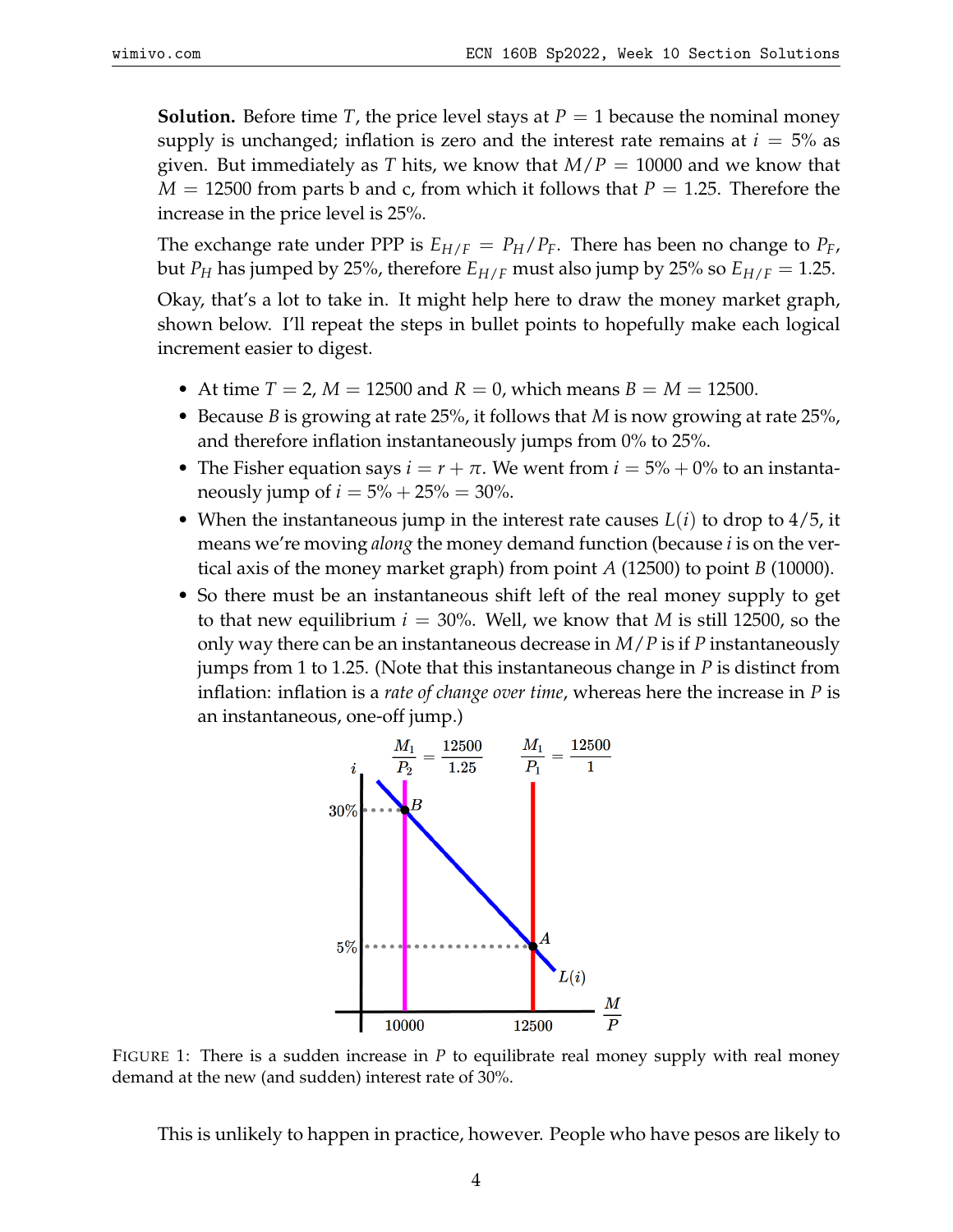**Solution.** Before time $T$, the price level stays at $P = 1$ because the nominal money supply is unchanged; inflation is zero and the interest rate remains at $i = 5\%$ as given. But immediately as $T$ hits, we know that $M/P = 10000$ and we know that $M = 12500$ from parts b and c, from which it follows that $P = 1.25$. Therefore the increase in the price level is 25%.

The exchange rate under PPP is $E_{H/F} = P_H/P_F$. There has been no change to $P_F$, but $P_H$ has jumped by 25%, therefore $E_{H/F}$ must also jump by 25% so $E_{H/F} = 1.25$.

Okay, that's a lot to take in. It might help here to draw the money market graph, shown below. I'll repeat the steps in bullet points to hopefully make each logical increment easier to digest.

- At time $T = 2$, $M = 12500$ and $R = 0$, which means $B = M = 12500$.
- Because $B$ is growing at rate 25%, it follows that $M$ is now growing at rate 25%, and therefore inflation instantaneously jumps from 0% to 25%.
- The Fisher equation says $i = r + \pi$. We went from $i = 5\% + 0\%$ to an instantaneously jump of $i = 5\% + 25\% = 30\%$.
- When the instantaneous jump in the interest rate causes $L(i)$ to drop to 4/5, it means we're moving *along* the money demand function (because $i$ is on the vertical axis of the money market graph) from point $A$ (12500) to point $B$ (10000).
- So there must be an instantaneous shift left of the real money supply to get to that new equilibrium $i = 30\%$. Well, we know that $M$ is still 12500, so the only way there can be an instantaneous decrease in $M/P$ is if $P$ instantaneously jumps from 1 to 1.25. (Note that this instantaneous change in $P$ is distinct from inflation: inflation is a *rate of change over time*, whereas here the increase in $P$ is an instantaneous, one-off jump.)

FIGURE 1: There is a sudden increase in $P$ to equilibrate real money supply with real money demand at the new (and sudden) interest rate of 30%.

This is unlikely to happen in practice, however. People who have pesos are likely to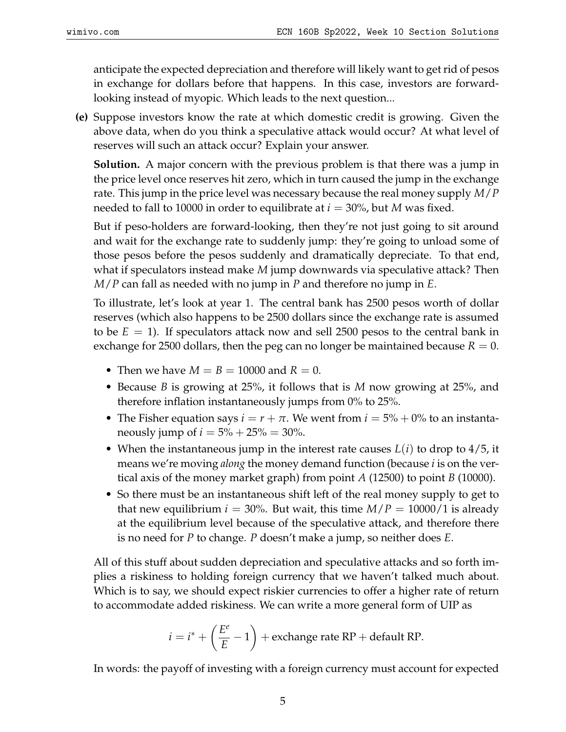anticipate the expected depreciation and therefore will likely want to get rid of pesos in exchange for dollars before that happens. In this case, investors are forward-looking instead of myopic. Which leads to the next question...

**(e)** Suppose investors know the rate at which domestic credit is growing. Given the above data, when do you think a speculative attack would occur? At what level of reserves will such an attack occur? Explain your answer.

**Solution.** A major concern with the previous problem is that there was a jump in the price level once reserves hit zero, which in turn caused the jump in the exchange rate. This jump in the price level was necessary because the real money supply $M/P$ needed to fall to 10000 in order to equilibrate at $i = 30\%$, but $M$ was fixed.

But if peso-holders are forward-looking, then they're not just going to sit around and wait for the exchange rate to suddenly jump: they're going to unload some of those pesos before the pesos suddenly and dramatically depreciate. To that end, what if speculators instead make $M$ jump downwards via speculative attack? Then $M/P$ can fall as needed with no jump in $P$ and therefore no jump in $E$.

To illustrate, let's look at year 1. The central bank has 2500 pesos worth of dollar reserves (which also happens to be 2500 dollars since the exchange rate is assumed to be $E = 1$). If speculators attack now and sell 2500 pesos to the central bank in exchange for 2500 dollars, then the peg can no longer be maintained because $R = 0$.

- Then we have $M = B = 10000$ and $R = 0$.
- Because $B$ is growing at 25%, it follows that is $M$ now growing at 25%, and therefore inflation instantaneously jumps from 0% to 25%.
- The Fisher equation says $i = r + \pi$. We went from $i = 5\% + 0\%$ to an instantaneously jump of $i = 5\% + 25\% = 30\%$.
- When the instantaneous jump in the interest rate causes $L(i)$ to drop to $4/5$, it means we're moving *along* the money demand function (because $i$ is on the vertical axis of the money market graph) from point $A$ (12500) to point $B$ (10000).
- So there must be an instantaneous shift left of the real money supply to get to that new equilibrium $i = 30\%$. But wait, this time $M/P = 10000/1$ is already at the equilibrium level because of the speculative attack, and therefore there is no need for $P$ to change. $P$ doesn't make a jump, so neither does $E$.

All of this stuff about sudden depreciation and speculative attacks and so forth implies a riskiness to holding foreign currency that we haven't talked much about. Which is to say, we should expect riskier currencies to offer a higher rate of return to accommodate added riskiness. We can write a more general form of UIP as

$$i = i^* + \left( \frac{E^e}{E} - 1 \right) + \text{exchange rate RP} + \text{default RP}.$$

In words: the payoff of investing with a foreign currency must account for expected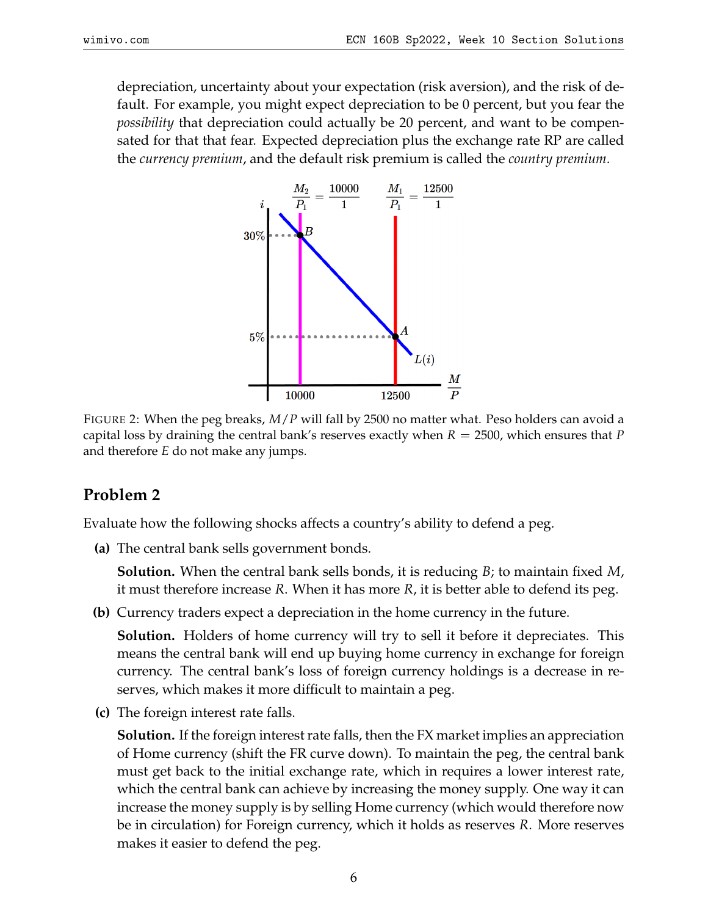depreciation, uncertainty about your expectation (risk aversion), and the risk of default. For example, you might expect depreciation to be 0 percent, but you fear the *possibility* that depreciation could actually be 20 percent, and want to be compensated for that that fear. Expected depreciation plus the exchange rate RP are called the *currency premium*, and the default risk premium is called the *country premium*.

$\frac{M_2}{P_1} = \frac{10000}{1}$

$\frac{M_1}{P_1} = \frac{12500}{1}$

$i$

30%

B

5%

A

$L(i)$

10000

12500

$\frac{M}{P}$

FIGURE 2: When the peg breaks, $M/P$ will fall by 2500 no matter what. Peso holders can avoid a capital loss by draining the central bank's reserves exactly when $R = 2500$, which ensures that $P$ and therefore $E$ do not make any jumps.

## Problem 2

Evaluate how the following shocks affects a country's ability to defend a peg.

**(a)** The central bank sells government bonds.

**Solution.** When the central bank sells bonds, it is reducing $B$; to maintain fixed $M$, it must therefore increase $R$. When it has more $R$, it is better able to defend its peg.

**(b)** Currency traders expect a depreciation in the home currency in the future.

**Solution.** Holders of home currency will try to sell it before it depreciates. This means the central bank will end up buying home currency in exchange for foreign currency. The central bank's loss of foreign currency holdings is a decrease in reserves, which makes it more difficult to maintain a peg.

**(c)** The foreign interest rate falls.

**Solution.** If the foreign interest rate falls, then the FX market implies an appreciation of Home currency (shift the FR curve down). To maintain the peg, the central bank must get back to the initial exchange rate, which in requires a lower interest rate, which the central bank can achieve by increasing the money supply. One way it can increase the money supply is by selling Home currency (which would therefore now be in circulation) for Foreign currency, which it holds as reserves $R$. More reserves makes it easier to defend the peg.